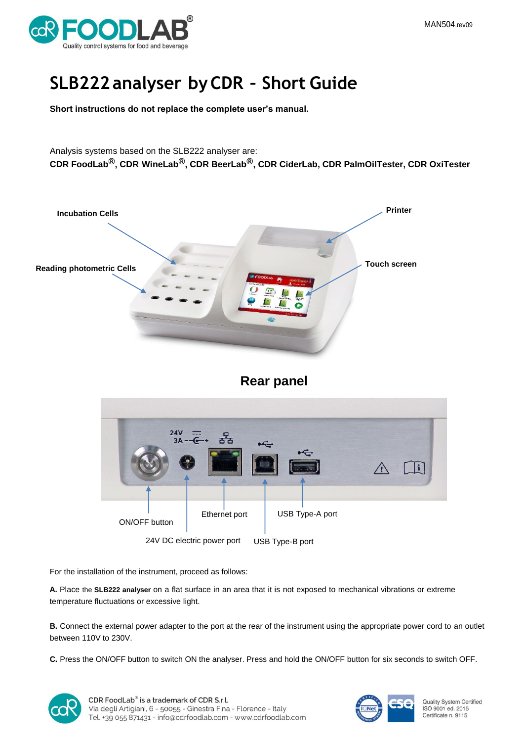# SLB222 analyser by CDR – Short Guide

**Short instructions do not replace the complete user's manual.**

Analysis systems based on the SLB222 analyser are:
**CDR FoodLab®, CDR WineLab®, CDR BeerLab®, CDR CiderLab, CDR PalmOilTester, CDR OxiTester**

Incubation Cells

Printer

Touch screen

Reading photometric Cells

## Rear panel

ON/OFF button

Ethernet port

USB Type-A port

24V DC electric power port

USB Type-B port

For the installation of the instrument, proceed as follows:

**A.** Place the **SLB222 analyser** on a flat surface in an area that it is not exposed to mechanical vibrations or extreme temperature fluctuations or excessive light.

**B.** Connect the external power adapter to the port at the rear of the instrument using the appropriate power cord to an outlet between 110V to 230V.

**C.** Press the ON/OFF button to switch ON the analyser. Press and hold the ON/OFF button for six seconds to switch OFF.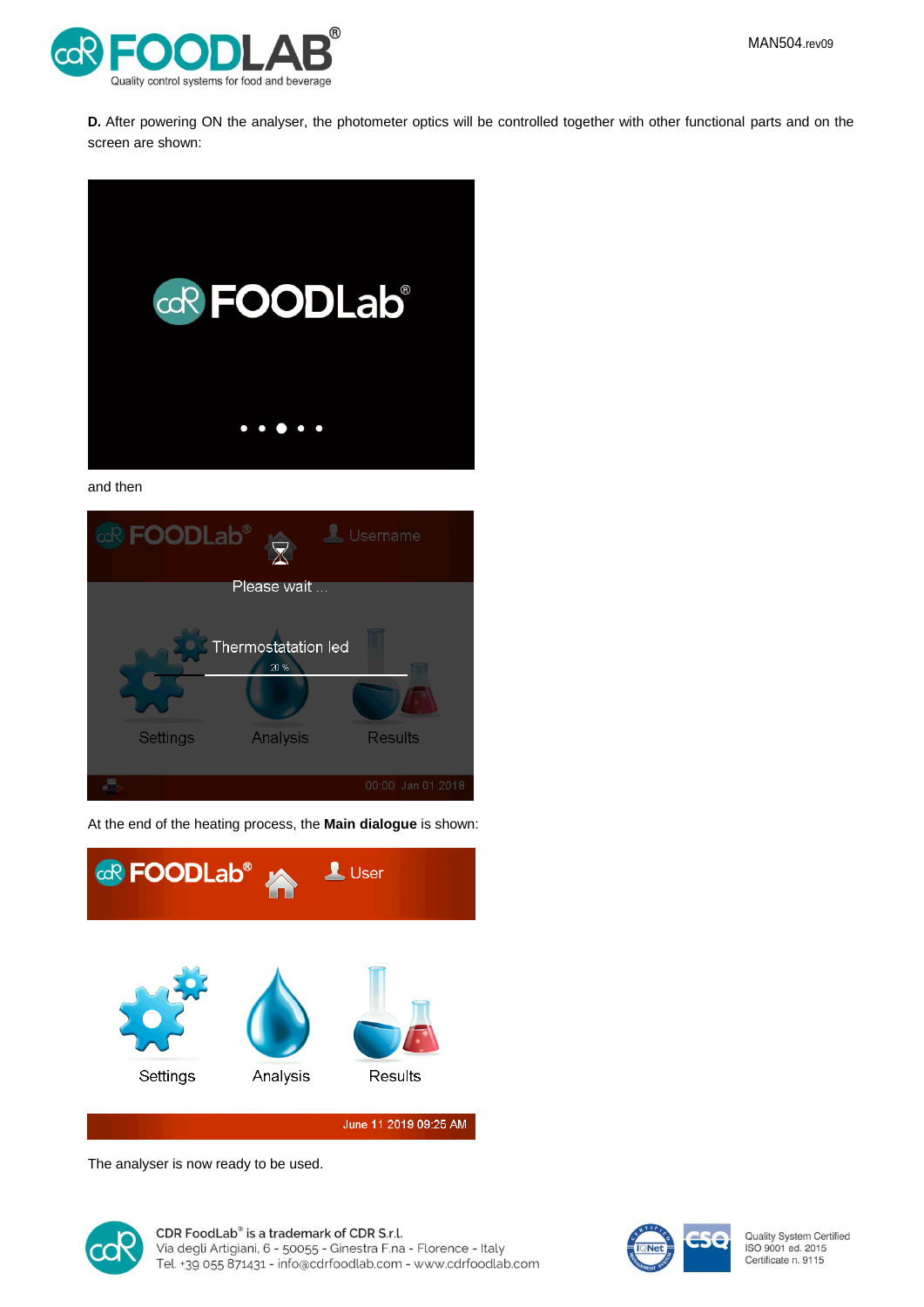**D.** After powering ON the analyser, the photometer optics will be controlled together with other functional parts and on the screen are shown:

and then

At the end of the heating process, the **Main dialogue** is shown:

The analyser is now ready to be used.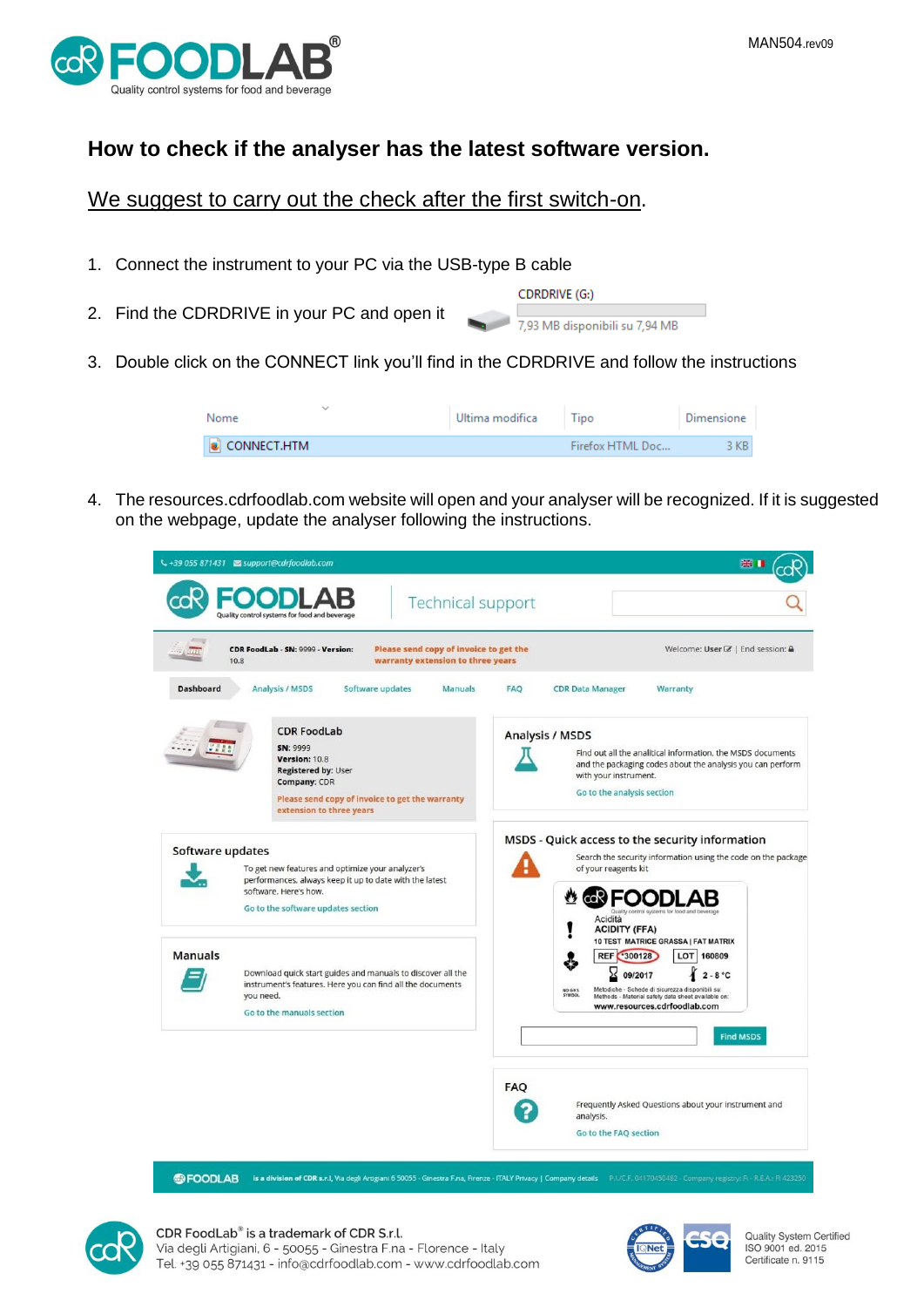## How to check if the analyser has the latest software version.

We suggest to carry out the check after the first switch-on.

1. Connect the instrument to your PC via the USB-type B cable
2. Find the CDRDRIVE in your PC and open it

   CDRDRIVE (G:)
   7,93 MB disponibili su 7,94 MB

3. Double click on the CONNECT link you'll find in the CDRDRIVE and follow the instructions

| Nome | Ultima modifica | Tipo | Dimensione |
|---|---|---|---|
| CONNECT.HTM | | Firefox HTML Doc... | 3 KB |

4. The resources.cdrfoodlab.com website will open and your analyser will be recognized. If it is suggested on the webpage, update the analyser following the instructions.

CDR FoodLab® is a trademark of CDR S.r.l.
Via degli Artigiani, 6 - 50055 - Ginestra F.na - Florence - Italy
Tel. +39 055 871431 - info@cdrfoodlab.com - www.cdrfoodlab.com

Quality System Certified
ISO 9001 ed. 2015
Certificate n. 9115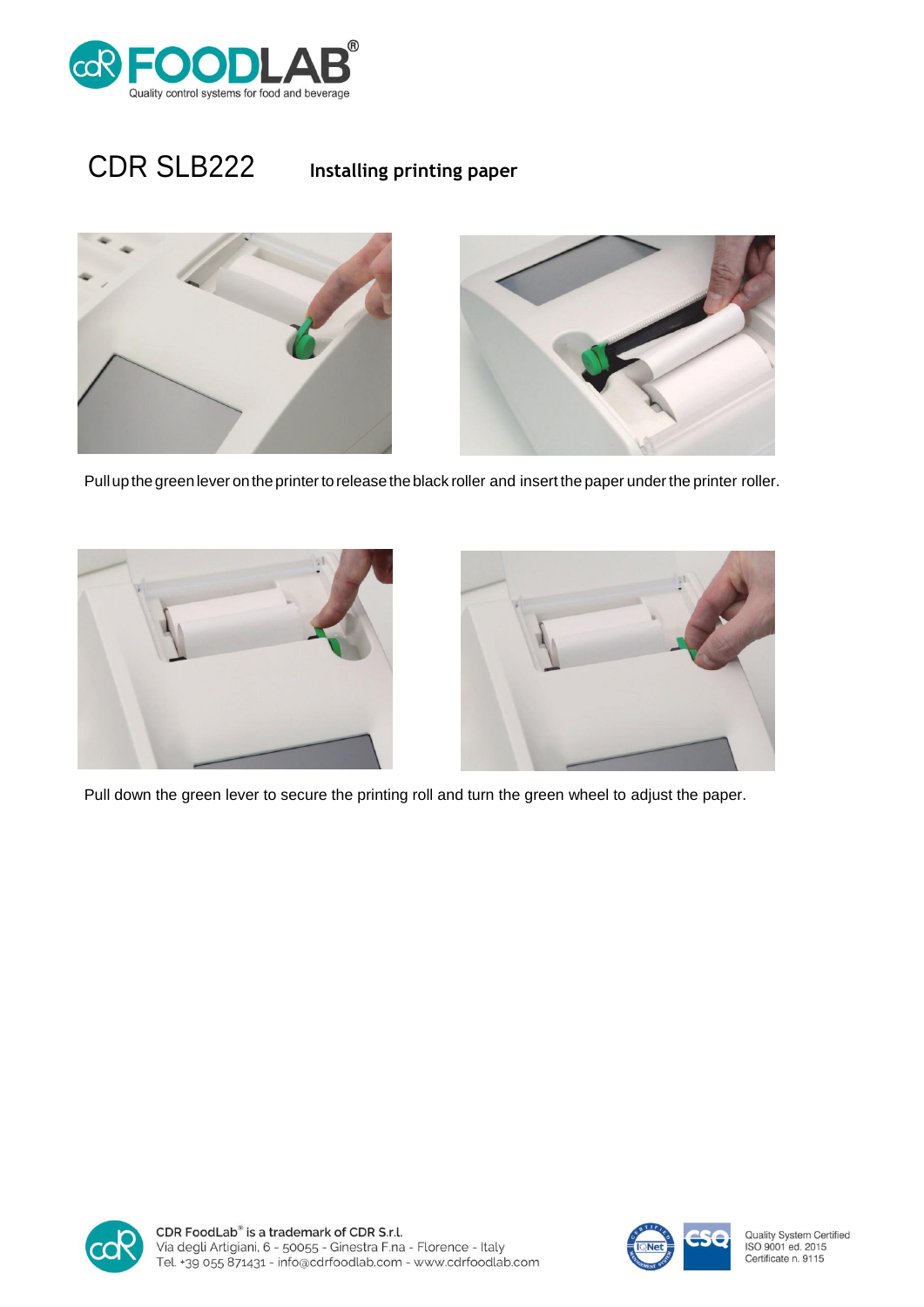# CDR SLB222

## Installing printing paper

Pull up the green lever on the printer to release the black roller and insert the paper under the printer roller.

Pull down the green lever to secure the printing roll and turn the green wheel to adjust the paper.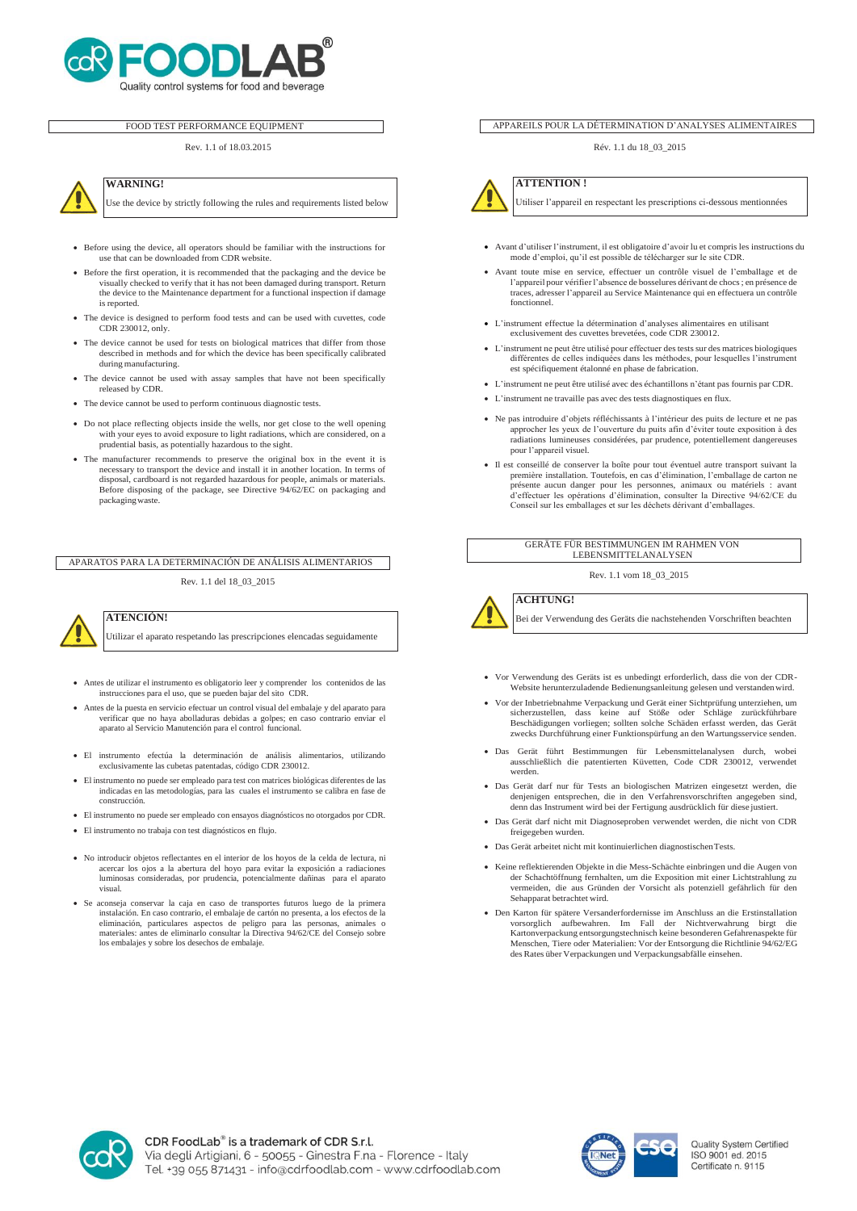CDR FOODLAB®

Quality control systems for food and beverage

## FOOD TEST PERFORMANCE EQUIPMENT

Rev. 1.1 of 18.03.2015

**WARNING!**

Use the device by strictly following the rules and requirements listed below

- Before using the device, all operators should be familiar with the instructions for use that can be downloaded from CDR website.
- Before the first operation, it is recommended that the packaging and the device be visually checked to verify that it has not been damaged during transport. Return the device to the Maintenance department for a functional inspection if damage is reported.
- The device is designed to perform food tests and can be used with cuvettes, code CDR 230012, only.
- The device cannot be used for tests on biological matrices that differ from those described in methods and for which the device has been specifically calibrated during manufacturing.
- The device cannot be used with assay samples that have not been specifically released by CDR.
- The device cannot be used to perform continuous diagnostic tests.
- Do not place reflecting objects inside the wells, nor get close to the well opening with your eyes to avoid exposure to light radiations, which are considered, on a prudential basis, as potentially hazardous to the sight.
- The manufacturer recommends to preserve the original box in the event it is necessary to transport the device and install it in another location. In terms of disposal, cardboard is not regarded hazardous for people, animals or materials. Before disposing of the package, see Directive 94/62/EC on packaging and packaging waste.

## APPAREILS POUR LA DÉTERMINATION D'ANALYSES ALIMENTAIRES

Rév. 1.1 du 18_03_2015

**ATTENTION !**

Utiliser l'appareil en respectant les prescriptions ci-dessous mentionnées

- Avant d'utiliser l'instrument, il est obligatoire d'avoir lu et compris les instructions du mode d'emploi, qu'il est possible de télécharger sur le site CDR.
- Avant toute mise en service, effectuer un contrôle visuel de l'emballage et de l'appareil pour vérifier l'absence de bosselures dérivant de chocs ; en présence de traces, adresser l'appareil au Service Maintenance qui en effectuera un contrôle fonctionnel.
- L'instrument effectue la détermination d'analyses alimentaires en utilisant exclusivement des cuvettes brevetées, code CDR 230012.
- L'instrument ne peut être utilisé pour effectuer des tests sur des matrices biologiques différentes de celles indiquées dans les méthodes, pour lesquelles l'instrument est spécifiquement étalonné en phase de fabrication.
- L'instrument ne peut être utilisé avec des échantillons n'étant pas fournis par CDR.
- L'instrument ne travaille pas avec des tests diagnostiques en flux.
- Ne pas introduire d'objets réfléchissants à l'intérieur des puits de lecture et ne pas approcher les yeux de l'ouverture du puits afin d'éviter toute exposition à des radiations lumineuses considérées, par prudence, potentiellement dangereuses pour l'appareil visuel.
- Il est conseillé de conserver la boîte pour tout éventuel autre transport suivant la première installation. Toutefois, en cas d'élimination, l'emballage de carton ne présente aucun danger pour les personnes, animaux ou matériels : avant d'effectuer les opérations d'élimination, consulter la Directive 94/62/CE du Conseil sur les emballages et sur les déchets dérivant d'emballages.

## APARATOS PARA LA DETERMINACIÓN DE ANÁLISIS ALIMENTARIOS

Rev. 1.1 del 18_03_2015

**ATENCIÓN!**

Utilizar el aparato respetando las prescripciones elencadas seguidamente

- Antes de utilizar el instrumento es obligatorio leer y comprender los contenidos de las instrucciones para el uso, que se pueden bajar del sito CDR.
- Antes de la puesta en servicio efectuar un control visual del embalaje y del aparato para verificar que no haya abolladuras debidas a golpes; en caso contrario enviar el aparato al Servicio Manutención para el control funcional.
- El instrumento efectúa la determinación de análisis alimentarios, utilizando exclusivamente las cubetas patentadas, código CDR 230012.
- El instrumento no puede ser empleado para test con matrices biológicas diferentes de las indicadas en las metodologías, para las cuales el instrumento se calibra en fase de construcción.
- El instrumento no puede ser empleado con ensayos diagnósticos no otorgados por CDR.
- El instrumento no trabaja con test diagnósticos en flujo.
- No introducir objetos reflectantes en el interior de los hoyos de la celda de lectura, ni acercar los ojos a la abertura del hoyo para evitar la exposición a radiaciones luminosas consideradas, por prudencia, potencialmente dañinas para el aparato visual.
- Se aconseja conservar la caja en caso de transportes futuros luego de la primera instalación. En caso contrario, el embalaje de cartón no presenta, a los efectos de la eliminación, particulares aspectos de peligro para las personas, animales o materiales: antes de eliminarlo consultar la Directiva 94/62/CE del Consejo sobre los embalajes y sobre los desechos de embalaje.

## GERÄTE FÜR BESTIMMUNGEN IM RAHMEN VON LEBENSMITTELANALYSEN

Rev. 1.1 vom 18_03_2015

**ACHTUNG!**

Bei der Verwendung des Geräts die nachstehenden Vorschriften beachten

- Vor Verwendung des Geräts ist es unbedingt erforderlich, dass die von der CDR-Website herunterzuladende Bedienungsanleitung gelesen und verstanden wird.
- Vor der Inbetriebnahme Verpackung und Gerät einer Sichtprüfung unterziehen, um sicherzustellen, dass keine auf Stöße oder Schläge zurückführbare Beschädigungen vorliegen; sollten solche Schäden erfasst werden, das Gerät zwecks Durchführung einer Funktionsprüfung an den Wartungsservice senden.
- Das Gerät führt Bestimmungen für Lebensmittelanalysen durch, wobei ausschließlich die patentierten Küvetten, Code CDR 230012, verwendet werden.
- Das Gerät darf nur für Tests an biologischen Matrizen eingesetzt werden, die denjenigen entsprechen, die in den Verfahrensvorschriften angegeben sind, denn das Instrument wird bei der Fertigung ausdrücklich für diese justiert.
- Das Gerät darf nicht mit Diagnoseproben verwendet werden, die nicht von CDR freigegeben wurden.
- Das Gerät arbeitet nicht mit kontinuierlichen diagnostischen Tests.
- Keine reflektierenden Objekte in die Mess-Schächte einbringen und die Augen von der Schachtöffnung fernhalten, um die Exposition mit einer Lichtstrahlung zu vermeiden, die aus Gründen der Vorsicht als potenziell gefährlich für den Sehapparat betrachtet wird.
- Den Karton für spätere Versandanforderungen im Anschluss an die Erstinstallation vorsorglich aufbewahren. Im Fall der Nichtverwahrung birgt die Kartonverpackung entsorgungstechnisch keine besonderen Gefahrenaspekte für Menschen, Tiere oder Materialien: Vor der Entsorgung die Richtlinie 94/62/EG des Rates über Verpackungen und Verpackungsabfälle einsehen.

CDR FoodLab® is a trademark of CDR S.r.l.
Via degli Artigiani, 6 - 50055 - Ginestra F.na - Florence - Italy
Tel. +39 055 871431 - info@cdrfoodlab.com - www.cdrfoodlab.com

Quality System Certified
ISO 9001 ed. 2015
Certificate n. 9115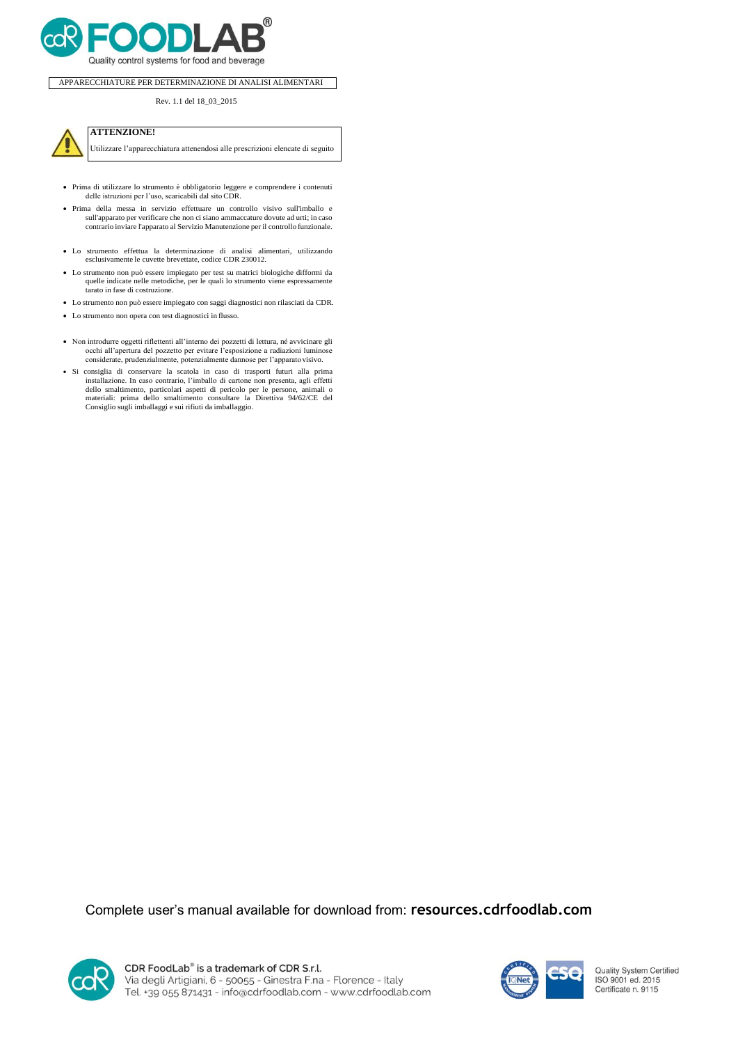APPARECCHIATURE PER DETERMINAZIONE DI ANALISI ALIMENTARI

Rev. 1.1 del 18_03_2015

**ATTENZIONE!**

Utilizzare l'apparecchiatura attenendosi alle prescrizioni elencate di seguito

- Prima di utilizzare lo strumento è obbligatorio leggere e comprendere i contenuti delle istruzioni per l'uso, scaricabili dal sito CDR.
- Prima della messa in servizio effettuare un controllo visivo sull'imballo e sull'apparato per verificare che non ci siano ammaccature dovute ad urti; in caso contrario inviare l'apparato al Servizio Manutenzione per il controllo funzionale.

- Lo strumento effettua la determinazione di analisi alimentari, utilizzando esclusivamente le cuvette brevettate, codice CDR 230012.
- Lo strumento non può essere impiegato per test su matrici biologiche difformi da quelle indicate nelle metodiche, per le quali lo strumento viene espressamente tarato in fase di costruzione.
- Lo strumento non può essere impiegato con saggi diagnostici non rilasciati da CDR.
- Lo strumento non opera con test diagnostici in flusso.

- Non introdurre oggetti riflettenti all'interno dei pozzetti di lettura, né avvicinare gli occhi all'apertura del pozzetto per evitare l'esposizione a radiazioni luminose considerate, prudenzialmente, potenzialmente dannose per l'apparato visivo.
- Si consiglia di conservare la scatola in caso di trasporti futuri alla prima installazione. In caso contrario, l'imballo di cartone non presenta, agli effetti dello smaltimento, particolari aspetti di pericolo per le persone, animali o materiali: prima dello smaltimento consultare la Direttiva 94/62/CE del Consiglio sugli imballaggi e sui rifiuti da imballaggio.

Complete user's manual available for download from: **resources.cdrfoodlab.com**

CDR FoodLab® is a trademark of CDR S.r.l.
Via degli Artigiani, 6 - 50055 - Ginestra F.na - Florence - Italy
Tel. +39 055 871431 - info@cdrfoodlab.com - www.cdrfoodlab.com

Quality System Certified
ISO 9001 ed. 2015
Certificate n. 9115